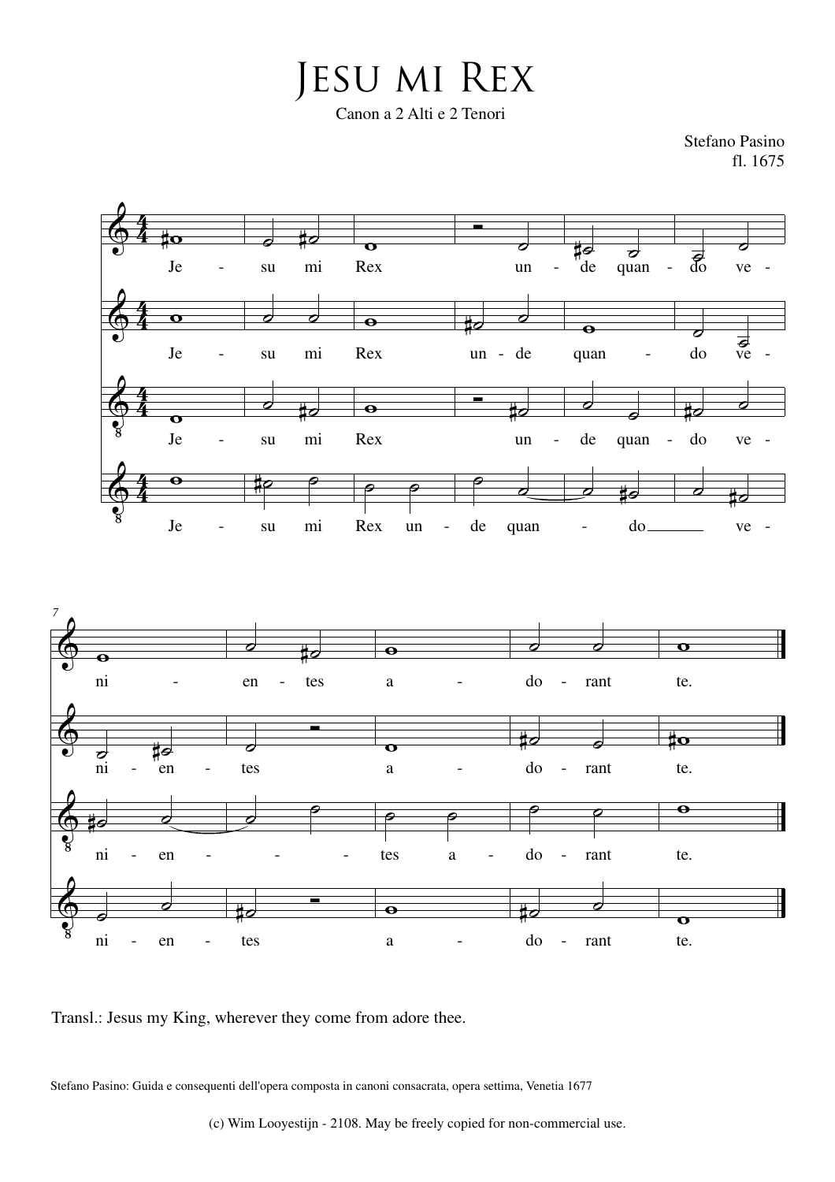# Jesu mi Rex

Canon a 2 Alti e 2 Tenori

Stefano Pasino
fl. 1675

Transl.: Jesus my King, wherever they come from adore thee.

Stefano Pasino: Guida e consequenti dell'opera composta in canoni consacrata, opera settima, Venetia 1677

(c) Wim Looyestijn - 2108. May be freely copied for non-commercial use.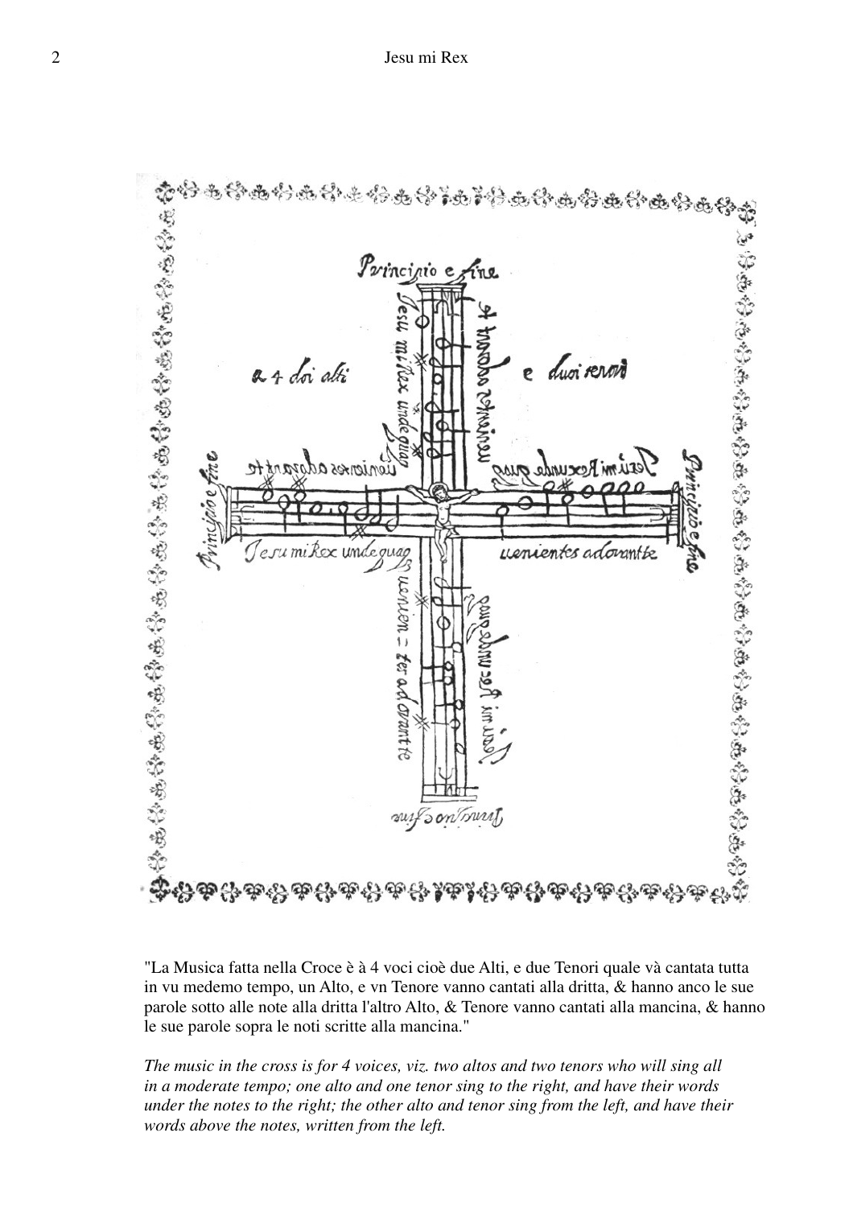"La Musica fatta nella Croce è à 4 voci cioè due Alti, e due Tenori quale và cantata tutta in vu medemo tempo, un Alto, e vn Tenore vanno cantati alla dritta, & hanno anco le sue parole sotto alle note alla dritta l'altro Alto, & Tenore vanno cantati alla mancina, & hanno le sue parole sopra le noti scritte alla mancina."

*The music in the cross is for 4 voices, viz. two altos and two tenors who will sing all in a moderate tempo; one alto and one tenor sing to the right, and have their words under the notes to the right; the other alto and tenor sing from the left, and have their words above the notes, written from the left.*